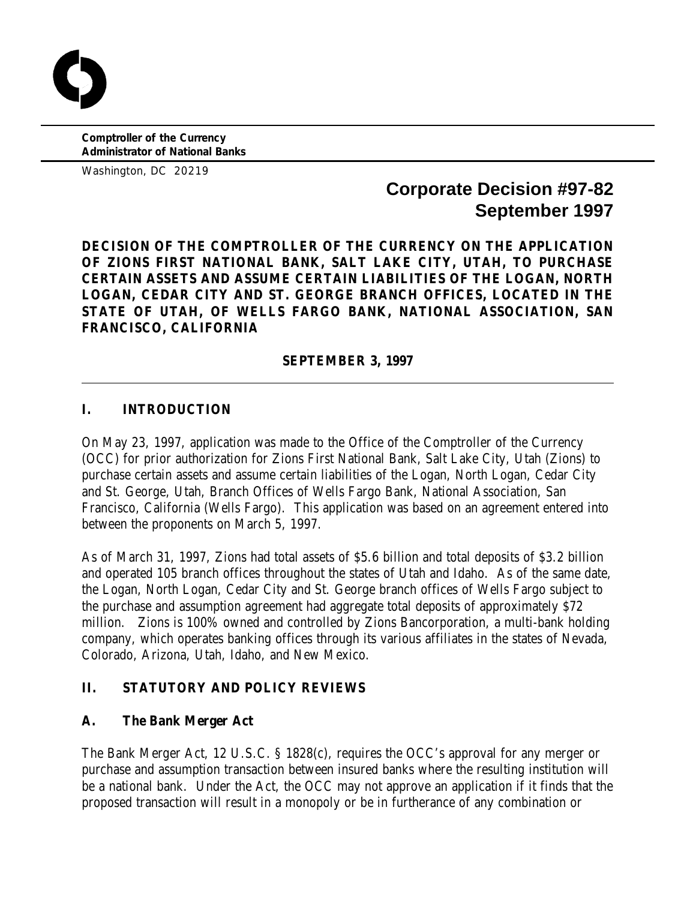**Comptroller of the Currency**
**Administrator of National Banks**

Washington, DC 20219

# Corporate Decision #97-82
# September 1997

**DECISION OF THE COMPTROLLER OF THE CURRENCY ON THE APPLICATION OF ZIONS FIRST NATIONAL BANK, SALT LAKE CITY, UTAH, TO PURCHASE CERTAIN ASSETS AND ASSUME CERTAIN LIABILITIES OF THE LOGAN, NORTH LOGAN, CEDAR CITY AND ST. GEORGE BRANCH OFFICES, LOCATED IN THE STATE OF UTAH, OF WELLS FARGO BANK, NATIONAL ASSOCIATION, SAN FRANCISCO, CALIFORNIA**

**SEPTEMBER 3, 1997**

---

## I. INTRODUCTION

On May 23, 1997, application was made to the Office of the Comptroller of the Currency (OCC) for prior authorization for Zions First National Bank, Salt Lake City, Utah (Zions) to purchase certain assets and assume certain liabilities of the Logan, North Logan, Cedar City and St. George, Utah, Branch Offices of Wells Fargo Bank, National Association, San Francisco, California (Wells Fargo). This application was based on an agreement entered into between the proponents on March 5, 1997.

As of March 31, 1997, Zions had total assets of $5.6 billion and total deposits of $3.2 billion and operated 105 branch offices throughout the states of Utah and Idaho. As of the same date, the Logan, North Logan, Cedar City and St. George branch offices of Wells Fargo subject to the purchase and assumption agreement had aggregate total deposits of approximately $72 million. Zions is 100% owned and controlled by Zions Bancorporation, a multi-bank holding company, which operates banking offices through its various affiliates in the states of Nevada, Colorado, Arizona, Utah, Idaho, and New Mexico.

## II. STATUTORY AND POLICY REVIEWS

### A. The Bank Merger Act

The Bank Merger Act, 12 U.S.C. § 1828(c), requires the OCC's approval for any merger or purchase and assumption transaction between insured banks where the resulting institution will be a national bank. Under the Act, the OCC may not approve an application if it finds that the proposed transaction will result in a monopoly or be in furtherance of any combination or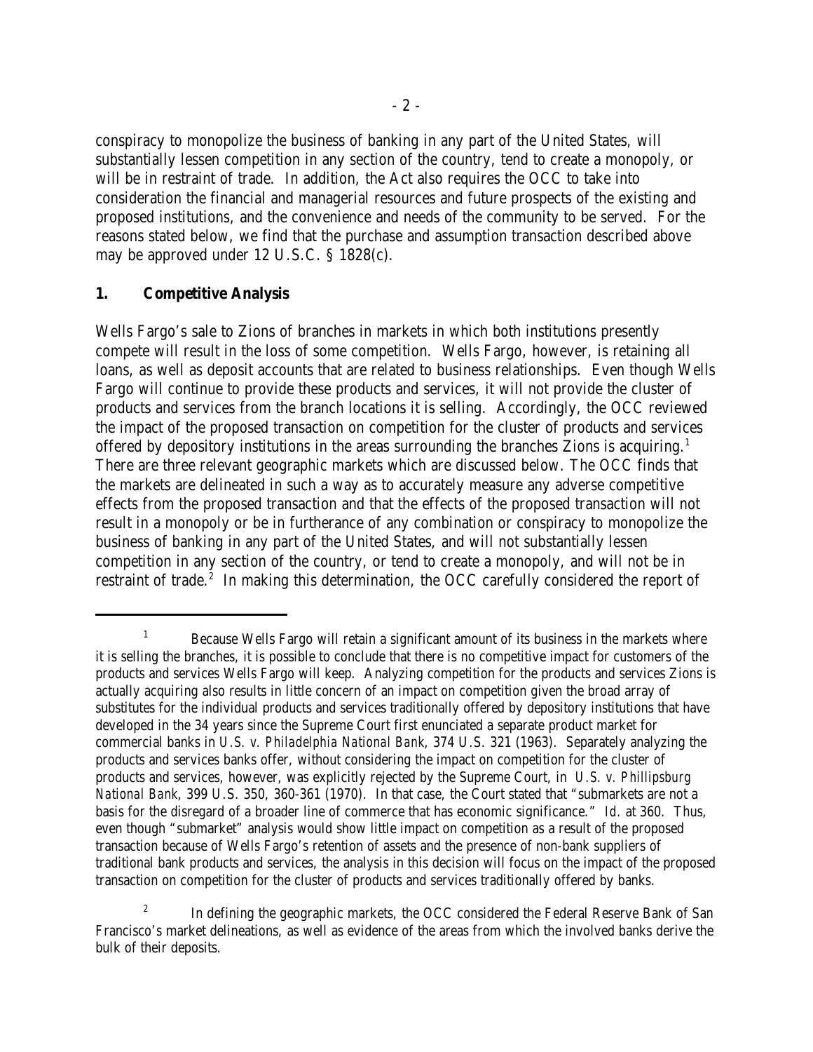conspiracy to monopolize the business of banking in any part of the United States, will substantially lessen competition in any section of the country, tend to create a monopoly, or will be in restraint of trade. In addition, the Act also requires the OCC to take into consideration the financial and managerial resources and future prospects of the existing and proposed institutions, and the convenience and needs of the community to be served. For the reasons stated below, we find that the purchase and assumption transaction described above may be approved under 12 U.S.C. § 1828(c).

## 1. Competitive Analysis

Wells Fargo's sale to Zions of branches in markets in which both institutions presently compete will result in the loss of some competition. Wells Fargo, however, is retaining all loans, as well as deposit accounts that are related to business relationships. Even though Wells Fargo will continue to provide these products and services, it will not provide the cluster of products and services from the branch locations it is selling. Accordingly, the OCC reviewed the impact of the proposed transaction on competition for the cluster of products and services offered by depository institutions in the areas surrounding the branches Zions is acquiring.[1] There are three relevant geographic markets which are discussed below. The OCC finds that the markets are delineated in such a way as to accurately measure any adverse competitive effects from the proposed transaction and that the effects of the proposed transaction will not result in a monopoly or be in furtherance of any combination or conspiracy to monopolize the business of banking in any part of the United States, and will not substantially lessen competition in any section of the country, or tend to create a monopoly, and will not be in restraint of trade.[2] In making this determination, the OCC carefully considered the report of

---

[1] Because Wells Fargo will retain a significant amount of its business in the markets where it is selling the branches, it is possible to conclude that there is no competitive impact for customers of the products and services Wells Fargo will keep. Analyzing competition for the products and services Zions is actually acquiring also results in little concern of an impact on competition given the broad array of substitutes for the individual products and services traditionally offered by depository institutions that have developed in the 34 years since the Supreme Court first enunciated a separate product market for commercial banks in *U.S. v. Philadelphia National Bank*, 374 U.S. 321 (1963). Separately analyzing the products and services banks offer, without considering the impact on competition for the cluster of products and services, however, was explicitly rejected by the Supreme Court, in *U.S. v. Phillipsburg National Bank*, 399 U.S. 350, 360-361 (1970). In that case, the Court stated that "submarkets are not a basis for the disregard of a broader line of commerce that has economic significance." *Id.* at 360. Thus, even though "submarket" analysis would show little impact on competition as a result of the proposed transaction because of Wells Fargo's retention of assets and the presence of non-bank suppliers of traditional bank products and services, the analysis in this decision will focus on the impact of the proposed transaction on competition for the cluster of products and services traditionally offered by banks.

[2] In defining the geographic markets, the OCC considered the Federal Reserve Bank of San Francisco's market delineations, as well as evidence of the areas from which the involved banks derive the bulk of their deposits.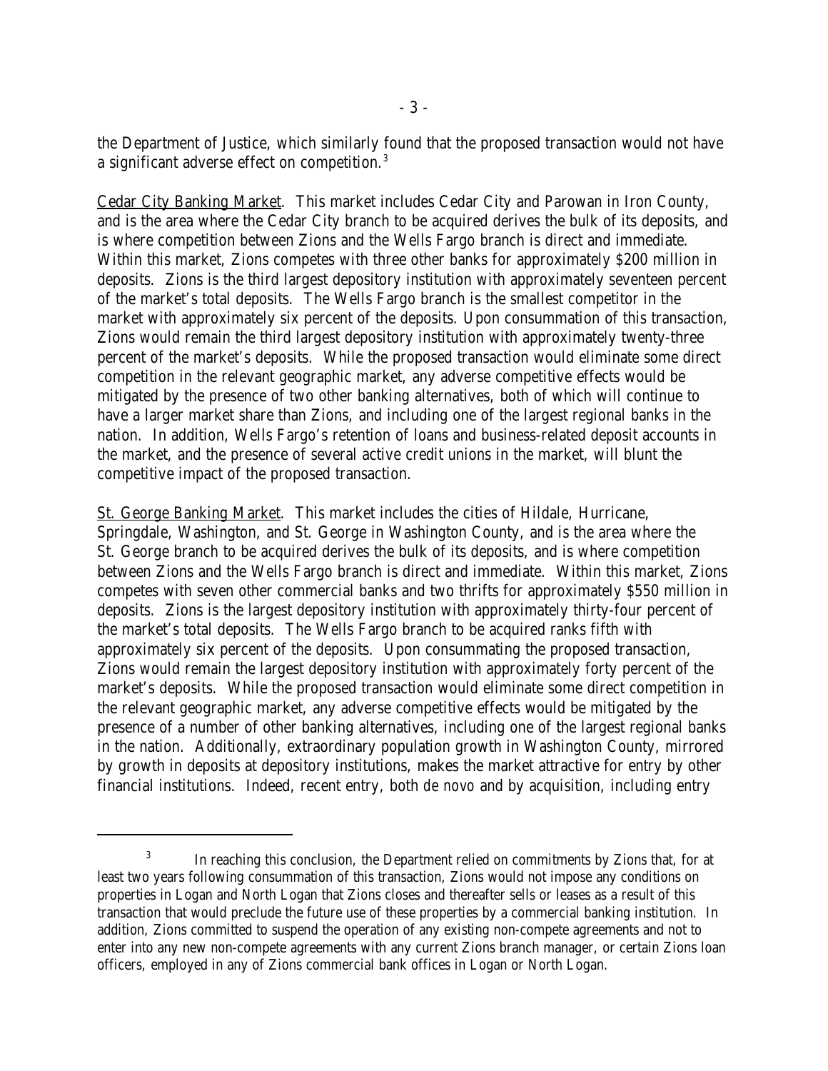the Department of Justice, which similarly found that the proposed transaction would not have a significant adverse effect on competition.[3]

Cedar City Banking Market. This market includes Cedar City and Parowan in Iron County, and is the area where the Cedar City branch to be acquired derives the bulk of its deposits, and is where competition between Zions and the Wells Fargo branch is direct and immediate. Within this market, Zions competes with three other banks for approximately $200 million in deposits. Zions is the third largest depository institution with approximately seventeen percent of the market's total deposits. The Wells Fargo branch is the smallest competitor in the market with approximately six percent of the deposits. Upon consummation of this transaction, Zions would remain the third largest depository institution with approximately twenty-three percent of the market's deposits. While the proposed transaction would eliminate some direct competition in the relevant geographic market, any adverse competitive effects would be mitigated by the presence of two other banking alternatives, both of which will continue to have a larger market share than Zions, and including one of the largest regional banks in the nation. In addition, Wells Fargo's retention of loans and business-related deposit accounts in the market, and the presence of several active credit unions in the market, will blunt the competitive impact of the proposed transaction.

St. George Banking Market. This market includes the cities of Hildale, Hurricane, Springdale, Washington, and St. George in Washington County, and is the area where the St. George branch to be acquired derives the bulk of its deposits, and is where competition between Zions and the Wells Fargo branch is direct and immediate. Within this market, Zions competes with seven other commercial banks and two thrifts for approximately $550 million in deposits. Zions is the largest depository institution with approximately thirty-four percent of the market's total deposits. The Wells Fargo branch to be acquired ranks fifth with approximately six percent of the deposits. Upon consummating the proposed transaction, Zions would remain the largest depository institution with approximately forty percent of the market's deposits. While the proposed transaction would eliminate some direct competition in the relevant geographic market, any adverse competitive effects would be mitigated by the presence of a number of other banking alternatives, including one of the largest regional banks in the nation. Additionally, extraordinary population growth in Washington County, mirrored by growth in deposits at depository institutions, makes the market attractive for entry by other financial institutions. Indeed, recent entry, both *de novo* and by acquisition, including entry

---

[3] In reaching this conclusion, the Department relied on commitments by Zions that, for at least two years following consummation of this transaction, Zions would not impose any conditions on properties in Logan and North Logan that Zions closes and thereafter sells or leases as a result of this transaction that would preclude the future use of these properties by a commercial banking institution. In addition, Zions committed to suspend the operation of any existing non-compete agreements and not to enter into any new non-compete agreements with any current Zions branch manager, or certain Zions loan officers, employed in any of Zions commercial bank offices in Logan or North Logan.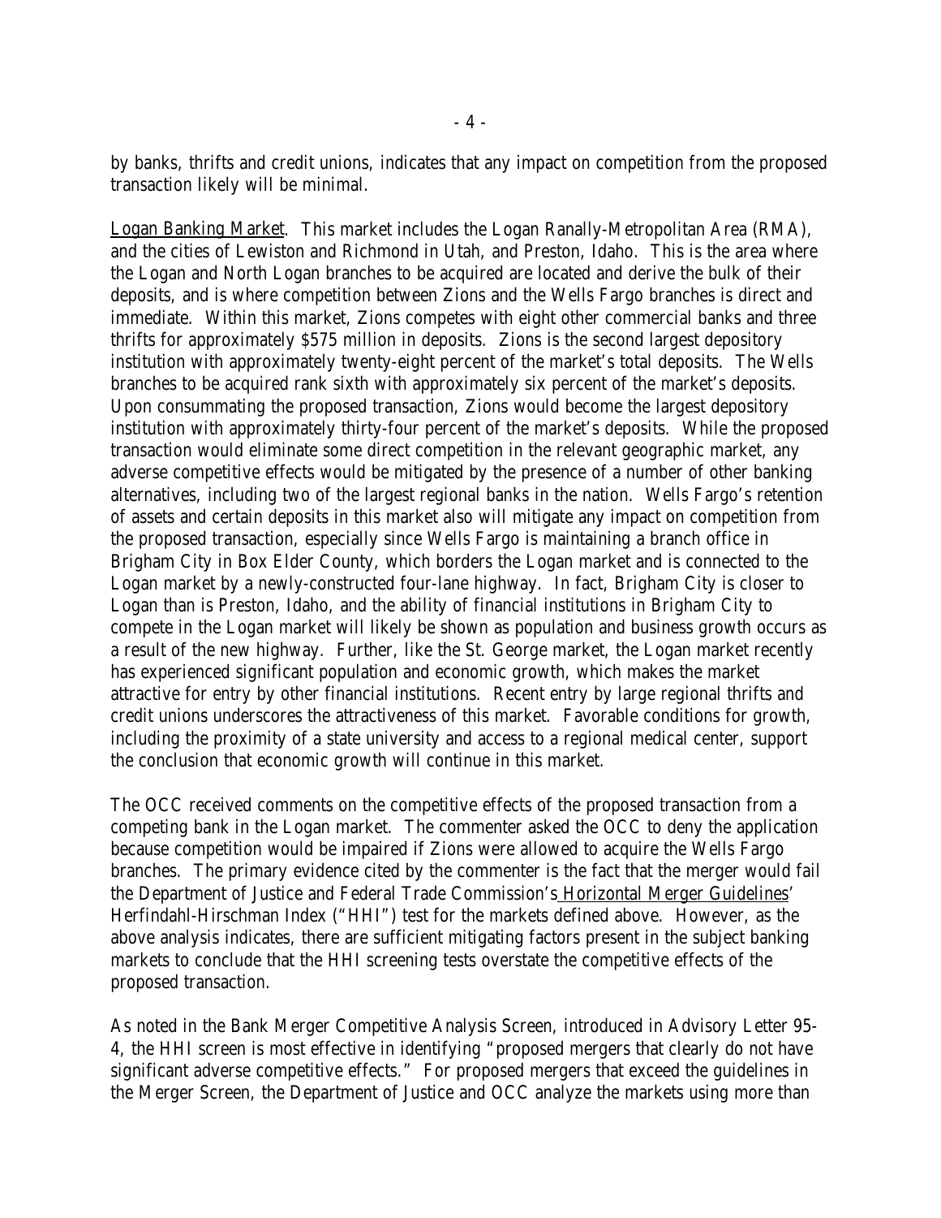by banks, thrifts and credit unions, indicates that any impact on competition from the proposed transaction likely will be minimal.

<u>Logan Banking Market</u>. This market includes the Logan Ranally-Metropolitan Area (RMA), and the cities of Lewiston and Richmond in Utah, and Preston, Idaho. This is the area where the Logan and North Logan branches to be acquired are located and derive the bulk of their deposits, and is where competition between Zions and the Wells Fargo branches is direct and immediate. Within this market, Zions competes with eight other commercial banks and three thrifts for approximately $575 million in deposits. Zions is the second largest depository institution with approximately twenty-eight percent of the market's total deposits. The Wells branches to be acquired rank sixth with approximately six percent of the market's deposits. Upon consummating the proposed transaction, Zions would become the largest depository institution with approximately thirty-four percent of the market's deposits. While the proposed transaction would eliminate some direct competition in the relevant geographic market, any adverse competitive effects would be mitigated by the presence of a number of other banking alternatives, including two of the largest regional banks in the nation. Wells Fargo's retention of assets and certain deposits in this market also will mitigate any impact on competition from the proposed transaction, especially since Wells Fargo is maintaining a branch office in Brigham City in Box Elder County, which borders the Logan market and is connected to the Logan market by a newly-constructed four-lane highway. In fact, Brigham City is closer to Logan than is Preston, Idaho, and the ability of financial institutions in Brigham City to compete in the Logan market will likely be shown as population and business growth occurs as a result of the new highway. Further, like the St. George market, the Logan market recently has experienced significant population and economic growth, which makes the market attractive for entry by other financial institutions. Recent entry by large regional thrifts and credit unions underscores the attractiveness of this market. Favorable conditions for growth, including the proximity of a state university and access to a regional medical center, support the conclusion that economic growth will continue in this market.

The OCC received comments on the competitive effects of the proposed transaction from a competing bank in the Logan market. The commenter asked the OCC to deny the application because competition would be impaired if Zions were allowed to acquire the Wells Fargo branches. The primary evidence cited by the commenter is the fact that the merger would fail the Department of Justice and Federal Trade Commission's <u>Horizontal Merger Guidelines</u>' Herfindahl-Hirschman Index ("HHI") test for the markets defined above. However, as the above analysis indicates, there are sufficient mitigating factors present in the subject banking markets to conclude that the HHI screening tests overstate the competitive effects of the proposed transaction.

As noted in the Bank Merger Competitive Analysis Screen, introduced in Advisory Letter 95-4, the HHI screen is most effective in identifying "proposed mergers that clearly do not have significant adverse competitive effects." For proposed mergers that exceed the guidelines in the Merger Screen, the Department of Justice and OCC analyze the markets using more than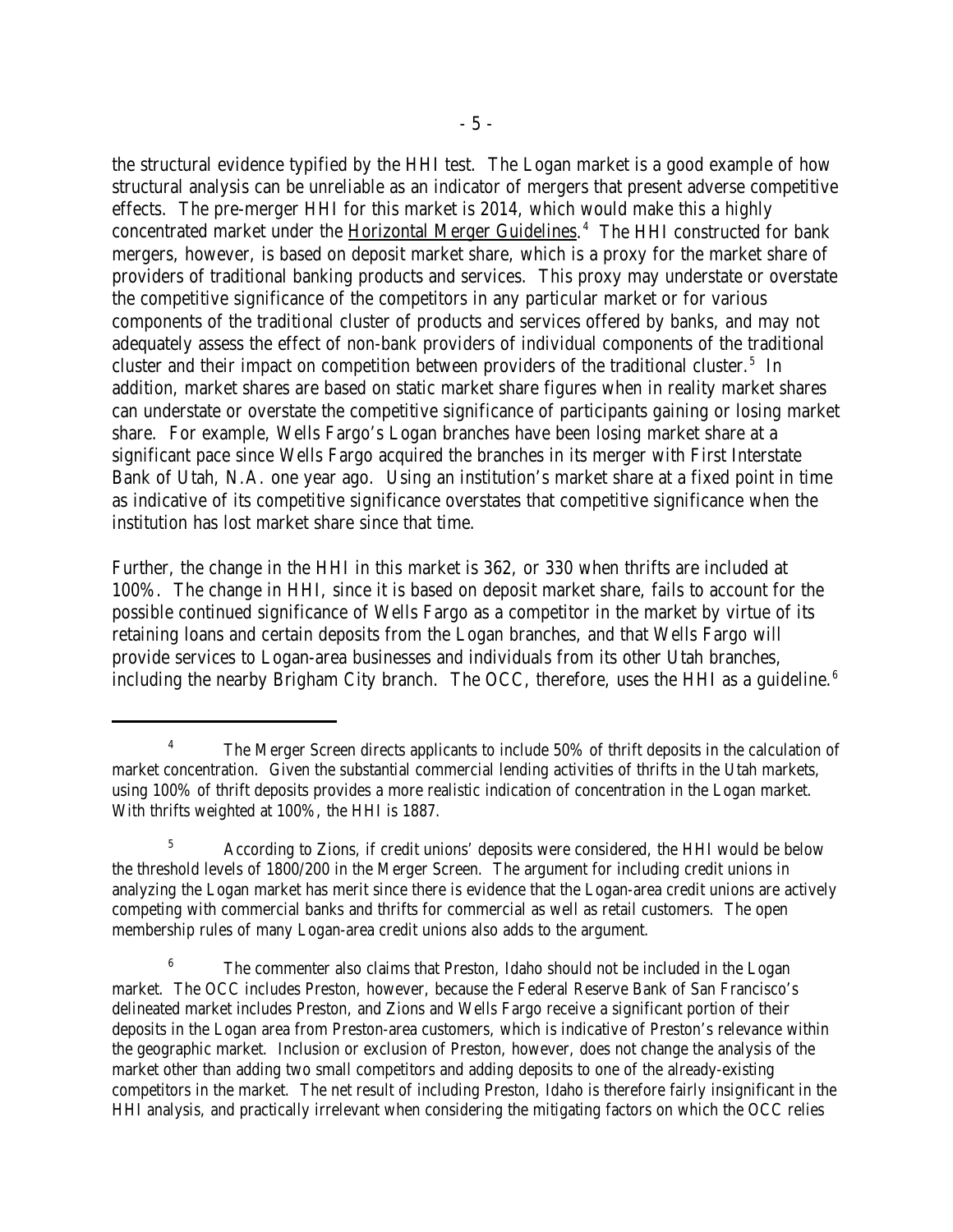the structural evidence typified by the HHI test. The Logan market is a good example of how structural analysis can be unreliable as an indicator of mergers that present adverse competitive effects. The pre-merger HHI for this market is 2014, which would make this a highly concentrated market under the Horizontal Merger Guidelines.[4] The HHI constructed for bank mergers, however, is based on deposit market share, which is a proxy for the market share of providers of traditional banking products and services. This proxy may understate or overstate the competitive significance of the competitors in any particular market or for various components of the traditional cluster of products and services offered by banks, and may not adequately assess the effect of non-bank providers of individual components of the traditional cluster and their impact on competition between providers of the traditional cluster.[5] In addition, market shares are based on static market share figures when in reality market shares can understate or overstate the competitive significance of participants gaining or losing market share. For example, Wells Fargo's Logan branches have been losing market share at a significant pace since Wells Fargo acquired the branches in its merger with First Interstate Bank of Utah, N.A. one year ago. Using an institution's market share at a fixed point in time as indicative of its competitive significance overstates that competitive significance when the institution has lost market share since that time.

Further, the change in the HHI in this market is 362, or 330 when thrifts are included at 100%. The change in HHI, since it is based on deposit market share, fails to account for the possible continued significance of Wells Fargo as a competitor in the market by virtue of its retaining loans and certain deposits from the Logan branches, and that Wells Fargo will provide services to Logan-area businesses and individuals from its other Utah branches, including the nearby Brigham City branch. The OCC, therefore, uses the HHI as a guideline.[6]

---

[4] The Merger Screen directs applicants to include 50% of thrift deposits in the calculation of market concentration. Given the substantial commercial lending activities of thrifts in the Utah markets, using 100% of thrift deposits provides a more realistic indication of concentration in the Logan market. With thrifts weighted at 100%, the HHI is 1887.

[5] According to Zions, if credit unions' deposits were considered, the HHI would be below the threshold levels of 1800/200 in the Merger Screen. The argument for including credit unions in analyzing the Logan market has merit since there is evidence that the Logan-area credit unions are actively competing with commercial banks and thrifts for commercial as well as retail customers. The open membership rules of many Logan-area credit unions also adds to the argument.

[6] The commenter also claims that Preston, Idaho should not be included in the Logan market. The OCC includes Preston, however, because the Federal Reserve Bank of San Francisco's delineated market includes Preston, and Zions and Wells Fargo receive a significant portion of their deposits in the Logan area from Preston-area customers, which is indicative of Preston's relevance within the geographic market. Inclusion or exclusion of Preston, however, does not change the analysis of the market other than adding two small competitors and adding deposits to one of the already-existing competitors in the market. The net result of including Preston, Idaho is therefore fairly insignificant in the HHI analysis, and practically irrelevant when considering the mitigating factors on which the OCC relies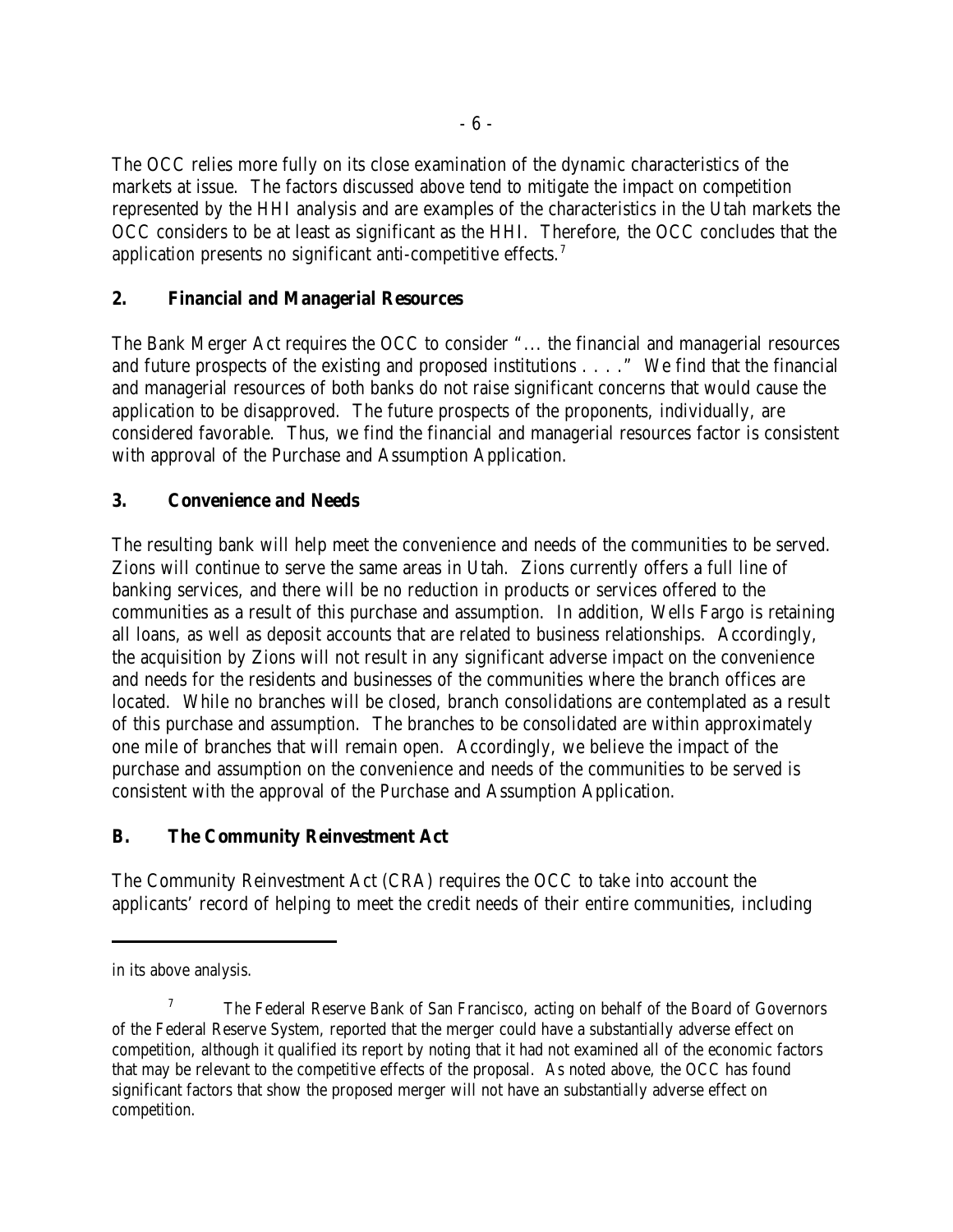The OCC relies more fully on its close examination of the dynamic characteristics of the markets at issue. The factors discussed above tend to mitigate the impact on competition represented by the HHI analysis and are examples of the characteristics in the Utah markets the OCC considers to be at least as significant as the HHI. Therefore, the OCC concludes that the application presents no significant anti-competitive effects.[7]

### 2. Financial and Managerial Resources

The Bank Merger Act requires the OCC to consider "... the financial and managerial resources and future prospects of the existing and proposed institutions . . . ." We find that the financial and managerial resources of both banks do not raise significant concerns that would cause the application to be disapproved. The future prospects of the proponents, individually, are considered favorable. Thus, we find the financial and managerial resources factor is consistent with approval of the Purchase and Assumption Application.

### 3. Convenience and Needs

The resulting bank will help meet the convenience and needs of the communities to be served. Zions will continue to serve the same areas in Utah. Zions currently offers a full line of banking services, and there will be no reduction in products or services offered to the communities as a result of this purchase and assumption. In addition, Wells Fargo is retaining all loans, as well as deposit accounts that are related to business relationships. Accordingly, the acquisition by Zions will not result in any significant adverse impact on the convenience and needs for the residents and businesses of the communities where the branch offices are located. While no branches will be closed, branch consolidations are contemplated as a result of this purchase and assumption. The branches to be consolidated are within approximately one mile of branches that will remain open. Accordingly, we believe the impact of the purchase and assumption on the convenience and needs of the communities to be served is consistent with the approval of the Purchase and Assumption Application.

## B. The Community Reinvestment Act

The Community Reinvestment Act (CRA) requires the OCC to take into account the applicants' record of helping to meet the credit needs of their entire communities, including

---

in its above analysis.

[7] The Federal Reserve Bank of San Francisco, acting on behalf of the Board of Governors of the Federal Reserve System, reported that the merger could have a substantially adverse effect on competition, although it qualified its report by noting that it had not examined all of the economic factors that may be relevant to the competitive effects of the proposal. As noted above, the OCC has found significant factors that show the proposed merger will not have an substantially adverse effect on competition.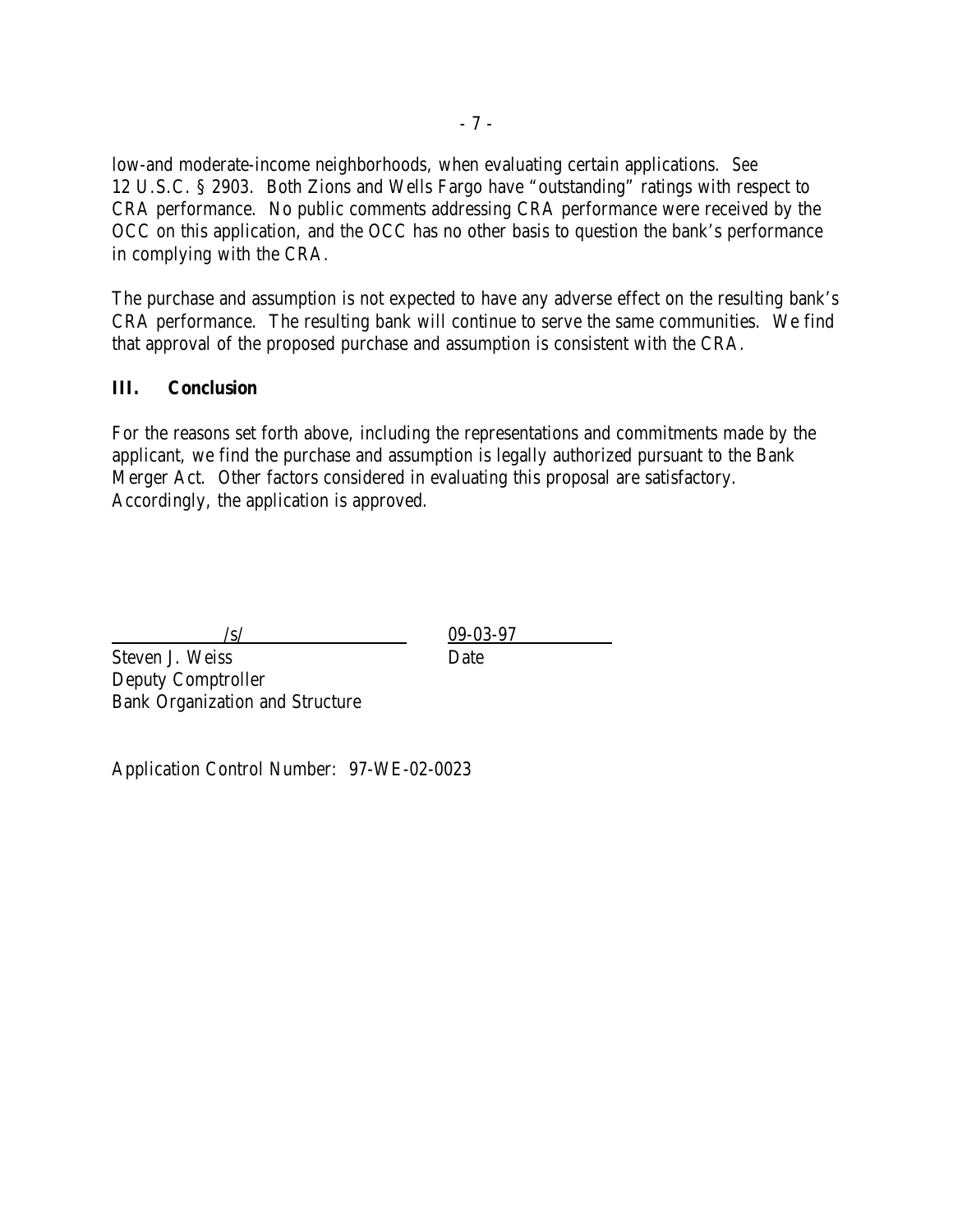low-and moderate-income neighborhoods, when evaluating certain applications. *See* 12 U.S.C. § 2903. Both Zions and Wells Fargo have "outstanding" ratings with respect to CRA performance. No public comments addressing CRA performance were received by the OCC on this application, and the OCC has no other basis to question the bank's performance in complying with the CRA.

The purchase and assumption is not expected to have any adverse effect on the resulting bank's CRA performance. The resulting bank will continue to serve the same communities. We find that approval of the proposed purchase and assumption is consistent with the CRA.

## III. Conclusion

For the reasons set forth above, including the representations and commitments made by the applicant, we find the purchase and assumption is legally authorized pursuant to the Bank Merger Act. Other factors considered in evaluating this proposal are satisfactory. Accordingly, the application is approved.

/s/ 09-03-97

Steven J. Weiss Date
Deputy Comptroller
Bank Organization and Structure

Application Control Number: 97-WE-02-0023